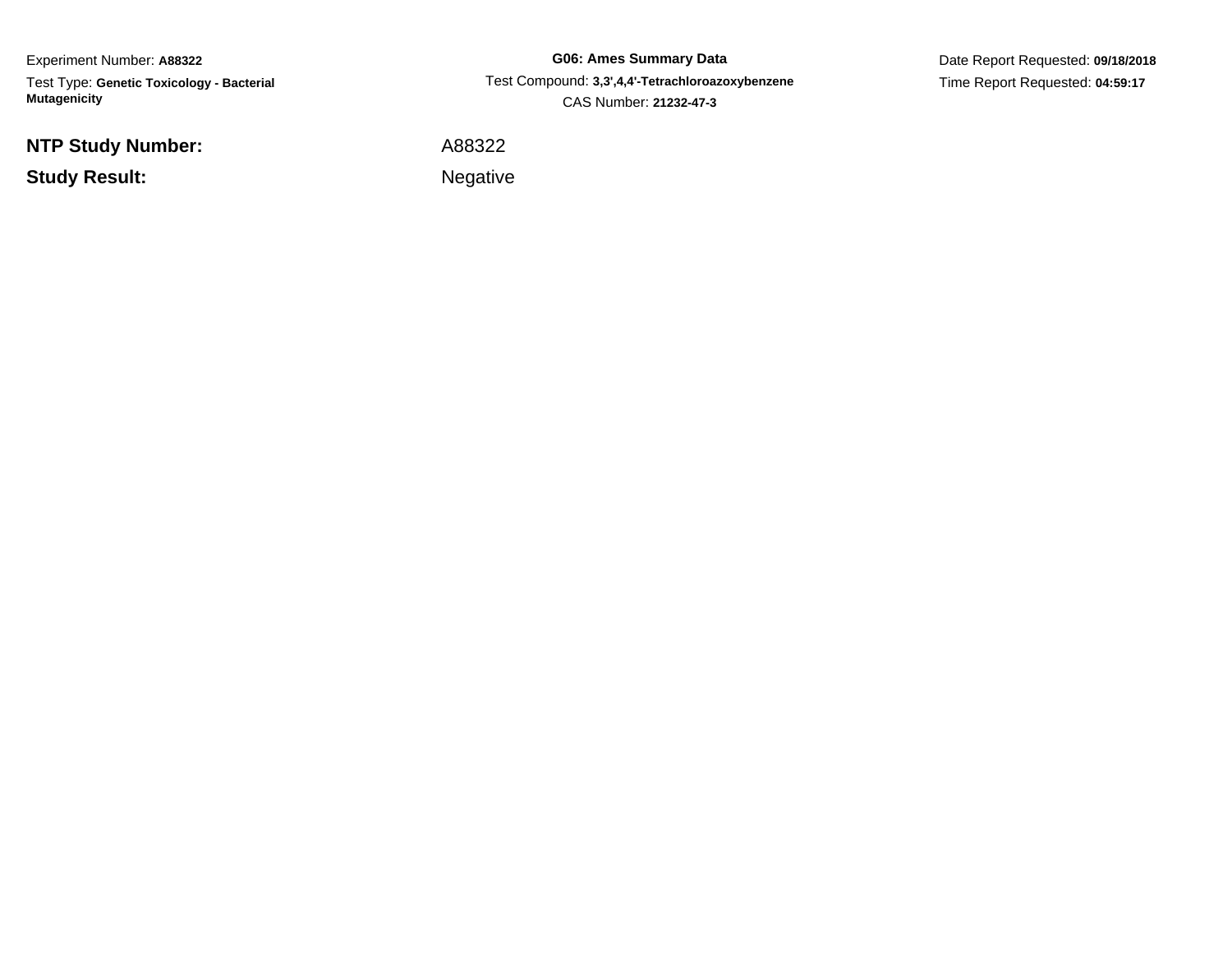Experiment Number: **A88322**

Test Type: **Genetic Toxicology - Bacterial Mutagenicity**

**G06: Ames Summary Data**

Test Compound: **3,3',4,4'-Tetrachloroazoxybenzene**

CAS Number: **21232-47-3**

Date Report Requested: **09/18/2018**

Time Report Requested: **04:59:17**

**NTP Study Number:** A88322

**Study Result:** Negative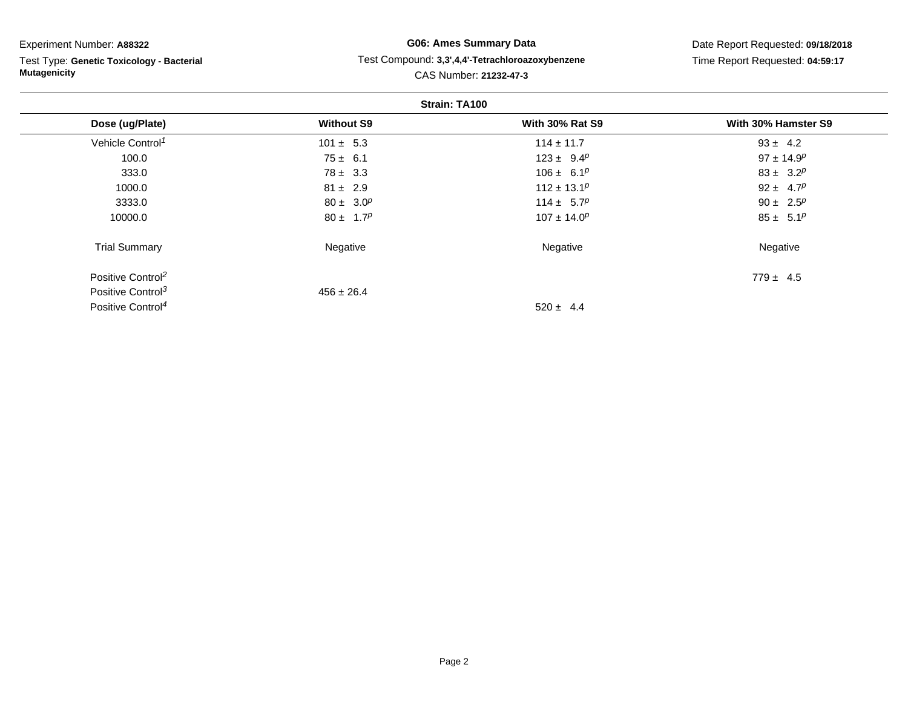Experiment Number: **A88322**

Test Type: **Genetic Toxicology - Bacterial Mutagenicity**

**G06: Ames Summary Data**

Test Compound: **3,3',4,4'-Tetrachloroazoxybenzene**

CAS Number: **21232-47-3**

Date Report Requested: **09/18/2018**

Time Report Requested: **04:59:17**

**Strain: TA100**

| Dose (ug/Plate) | Without S9 | With 30% Rat S9 | With 30% Hamster S9 |
|---|---|---|---|
| Vehicle Control[1] | 101 ± 5.3 | 114 ± 11.7 | 93 ± 4.2 |
| 100.0 | 75 ± 6.1 | 123 ± 9.4[p] | 97 ± 14.9[p] |
| 333.0 | 78 ± 3.3 | 106 ± 6.1[p] | 83 ± 3.2[p] |
| 1000.0 | 81 ± 2.9 | 112 ± 13.1[p] | 92 ± 4.7[p] |
| 3333.0 | 80 ± 3.0[p] | 114 ± 5.7[p] | 90 ± 2.5[p] |
| 10000.0 | 80 ± 1.7[p] | 107 ± 14.0[p] | 85 ± 5.1[p] |
| Trial Summary | Negative | Negative | Negative |
| Positive Control[2] | | | 779 ± 4.5 |
| Positive Control[3] | 456 ± 26.4 | | |
| Positive Control[4] | | 520 ± 4.4 | |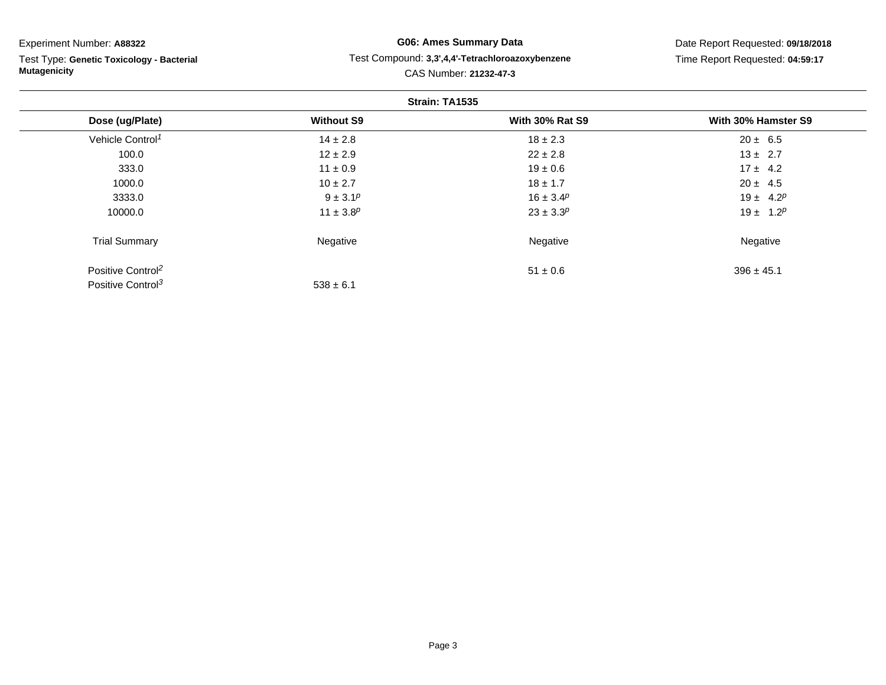Experiment Number: **A88322**

Test Type: **Genetic Toxicology - Bacterial Mutagenicity**

**G06: Ames Summary Data**

Test Compound: **3,3',4,4'-Tetrachloroazoxybenzene**

CAS Number: **21232-47-3**

Date Report Requested: **09/18/2018**

Time Report Requested: **04:59:17**

**Strain: TA1535**

| Dose (ug/Plate) | Without S9 | With 30% Rat S9 | With 30% Hamster S9 |
|---|---|---|---|
| Vehicle Control[1] | 14 ± 2.8 | 18 ± 2.3 | 20 ± 6.5 |
| 100.0 | 12 ± 2.9 | 22 ± 2.8 | 13 ± 2.7 |
| 333.0 | 11 ± 0.9 | 19 ± 0.6 | 17 ± 4.2 |
| 1000.0 | 10 ± 2.7 | 18 ± 1.7 | 20 ± 4.5 |
| 3333.0 | 9 ± 3.1[p] | 16 ± 3.4[p] | 19 ± 4.2[p] |
| 10000.0 | 11 ± 3.8[p] | 23 ± 3.3[p] | 19 ± 1.2[p] |
| Trial Summary | Negative | Negative | Negative |
| Positive Control[2] | | 51 ± 0.6 | 396 ± 45.1 |
| Positive Control[3] | 538 ± 6.1 | | |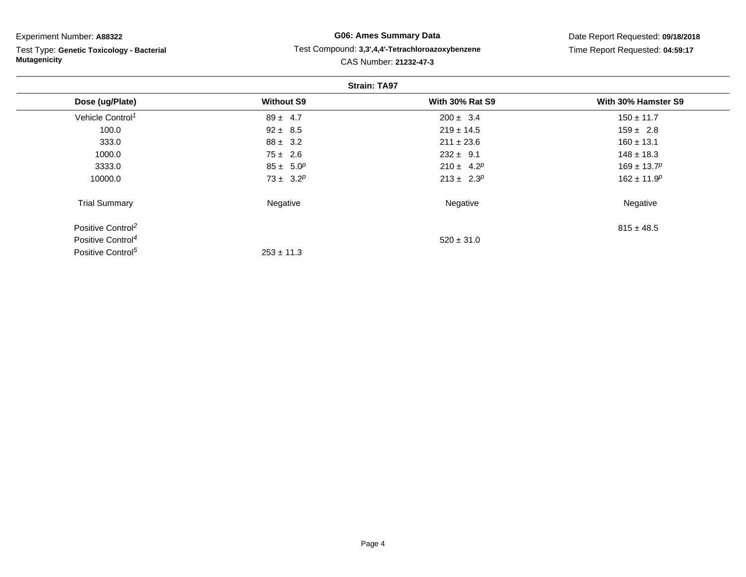Experiment Number: **A88322**

Test Type: **Genetic Toxicology - Bacterial Mutagenicity**

**G06: Ames Summary Data**

Test Compound: **3,3',4,4'-Tetrachloroazoxybenzene**

CAS Number: **21232-47-3**

Date Report Requested: **09/18/2018**

Time Report Requested: **04:59:17**

**Strain: TA97**

| Dose (ug/Plate) | Without S9 | With 30% Rat S9 | With 30% Hamster S9 |
|---|---|---|---|
| Vehicle Control[1] | 89 ± 4.7 | 200 ± 3.4 | 150 ± 11.7 |
| 100.0 | 92 ± 8.5 | 219 ± 14.5 | 159 ± 2.8 |
| 333.0 | 88 ± 3.2 | 211 ± 23.6 | 160 ± 13.1 |
| 1000.0 | 75 ± 2.6 | 232 ± 9.1 | 148 ± 18.3 |
| 3333.0 | 85 ± 5.0[p] | 210 ± 4.2[p] | 169 ± 13.7[p] |
| 10000.0 | 73 ± 3.2[p] | 213 ± 2.3[p] | 162 ± 11.9[p] |
| Trial Summary | Negative | Negative | Negative |
| Positive Control[2] | | | 815 ± 48.5 |
| Positive Control[4] | | 520 ± 31.0 | |
| Positive Control[5] | 253 ± 11.3 | | |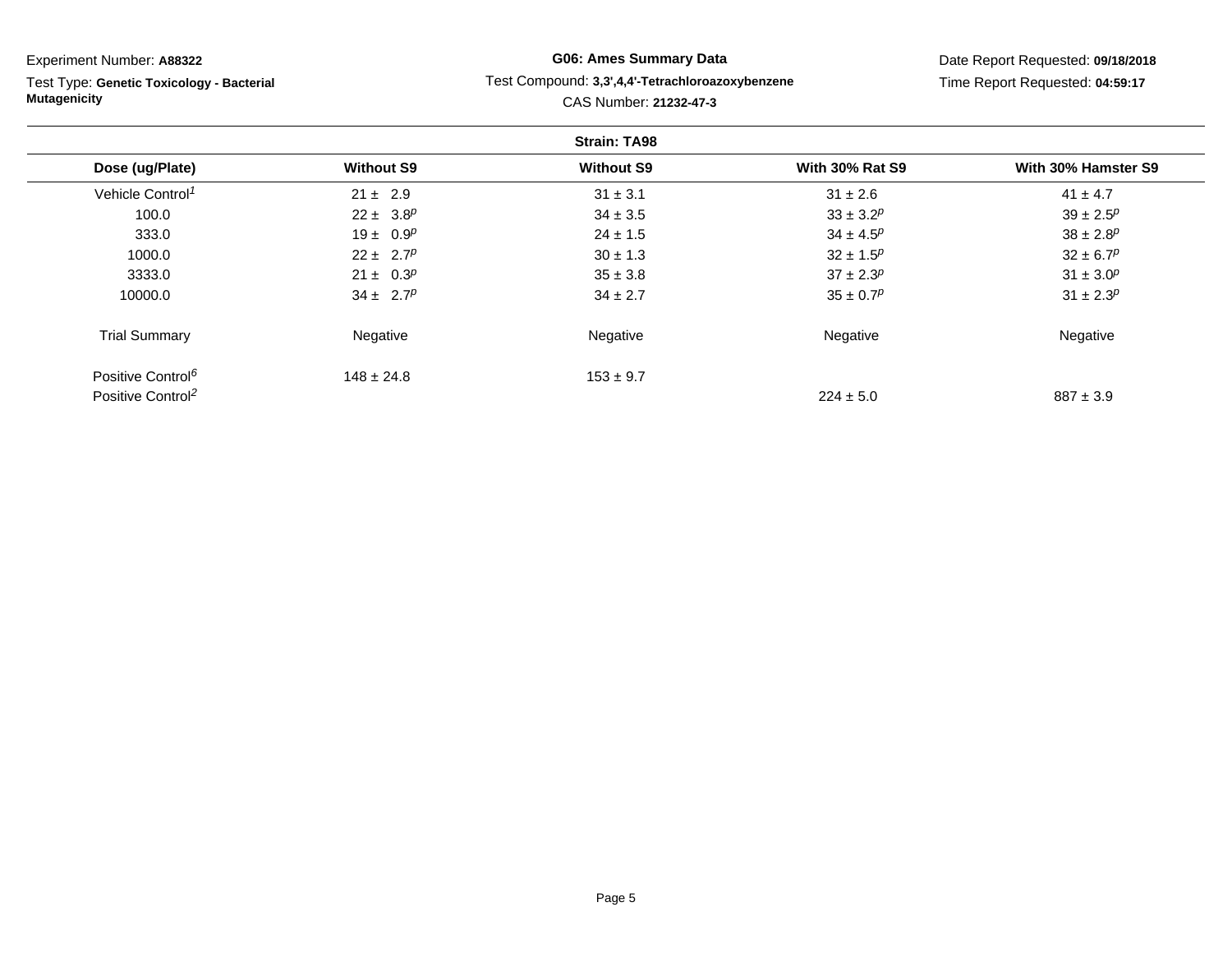Experiment Number: **A88322**

Test Type: **Genetic Toxicology - Bacterial Mutagenicity**

**G06: Ames Summary Data**

Test Compound: **3,3',4,4'-Tetrachloroazoxybenzene**

CAS Number: **21232-47-3**

Date Report Requested: **09/18/2018**

Time Report Requested: **04:59:17**

**Strain: TA98**

| Dose (ug/Plate) | Without S9 | Without S9 | With 30% Rat S9 | With 30% Hamster S9 |
|---|---|---|---|---|
| Vehicle Control[1] | 21 ± 2.9 | 31 ± 3.1 | 31 ± 2.6 | 41 ± 4.7 |
| 100.0 | 22 ± 3.8[p] | 34 ± 3.5 | 33 ± 3.2[p] | 39 ± 2.5[p] |
| 333.0 | 19 ± 0.9[p] | 24 ± 1.5 | 34 ± 4.5[p] | 38 ± 2.8[p] |
| 1000.0 | 22 ± 2.7[p] | 30 ± 1.3 | 32 ± 1.5[p] | 32 ± 6.7[p] |
| 3333.0 | 21 ± 0.3[p] | 35 ± 3.8 | 37 ± 2.3[p] | 31 ± 3.0[p] |
| 10000.0 | 34 ± 2.7[p] | 34 ± 2.7 | 35 ± 0.7[p] | 31 ± 2.3[p] |
| Trial Summary | Negative | Negative | Negative | Negative |
| Positive Control[6] | 148 ± 24.8 | 153 ± 9.7 | | |
| Positive Control[2] | | | 224 ± 5.0 | 887 ± 3.9 |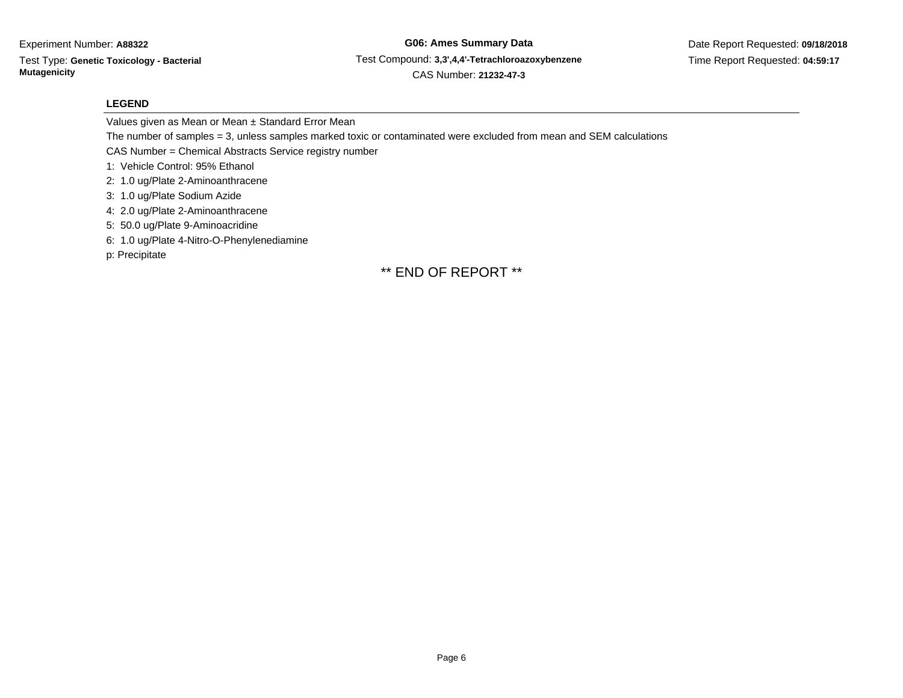**LEGEND**

Values given as Mean or Mean ± Standard Error Mean

The number of samples = 3, unless samples marked toxic or contaminated were excluded from mean and SEM calculations

CAS Number = Chemical Abstracts Service registry number

1: Vehicle Control: 95% Ethanol

2: 1.0 ug/Plate 2-Aminoanthracene

3: 1.0 ug/Plate Sodium Azide

4: 2.0 ug/Plate 2-Aminoanthracene

5: 50.0 ug/Plate 9-Aminoacridine

6: 1.0 ug/Plate 4-Nitro-O-Phenylenediamine

p: Precipitate

** END OF REPORT **